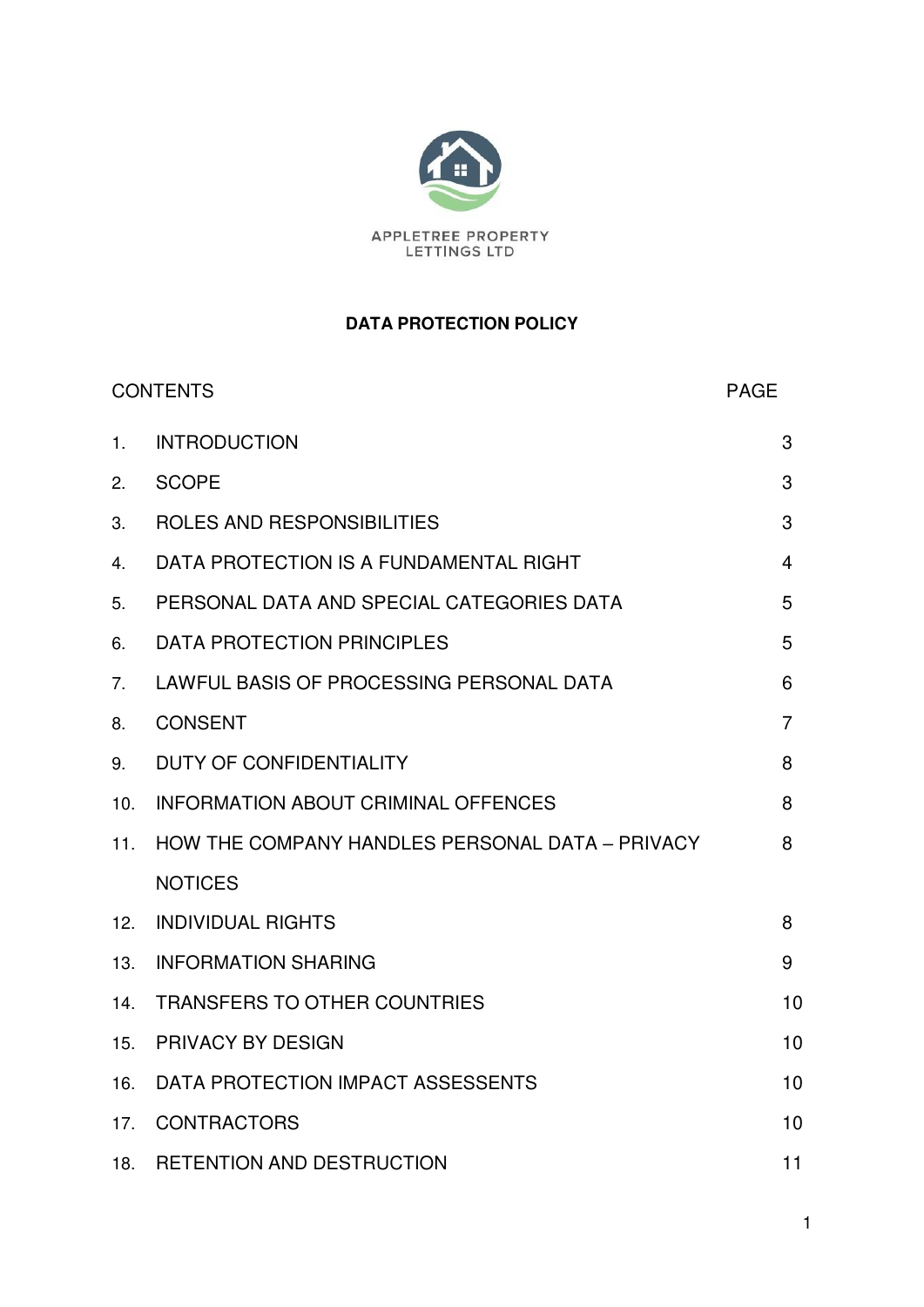APPLETREE PROPERTY LETTINGS LTD

# DATA PROTECTION POLICY

| CONTENTS | | PAGE |
| --- | --- | --- |
| 1. | INTRODUCTION | 3 |
| 2. | SCOPE | 3 |
| 3. | ROLES AND RESPONSIBILITIES | 3 |
| 4. | DATA PROTECTION IS A FUNDAMENTAL RIGHT | 4 |
| 5. | PERSONAL DATA AND SPECIAL CATEGORIES DATA | 5 |
| 6. | DATA PROTECTION PRINCIPLES | 5 |
| 7. | LAWFUL BASIS OF PROCESSING PERSONAL DATA | 6 |
| 8. | CONSENT | 7 |
| 9. | DUTY OF CONFIDENTIALITY | 8 |
| 10. | INFORMATION ABOUT CRIMINAL OFFENCES | 8 |
| 11. | HOW THE COMPANY HANDLES PERSONAL DATA – PRIVACY NOTICES | 8 |
| 12. | INDIVIDUAL RIGHTS | 8 |
| 13. | INFORMATION SHARING | 9 |
| 14. | TRANSFERS TO OTHER COUNTRIES | 10 |
| 15. | PRIVACY BY DESIGN | 10 |
| 16. | DATA PROTECTION IMPACT ASSESSENTS | 10 |
| 17. | CONTRACTORS | 10 |
| 18. | RETENTION AND DESTRUCTION | 11 |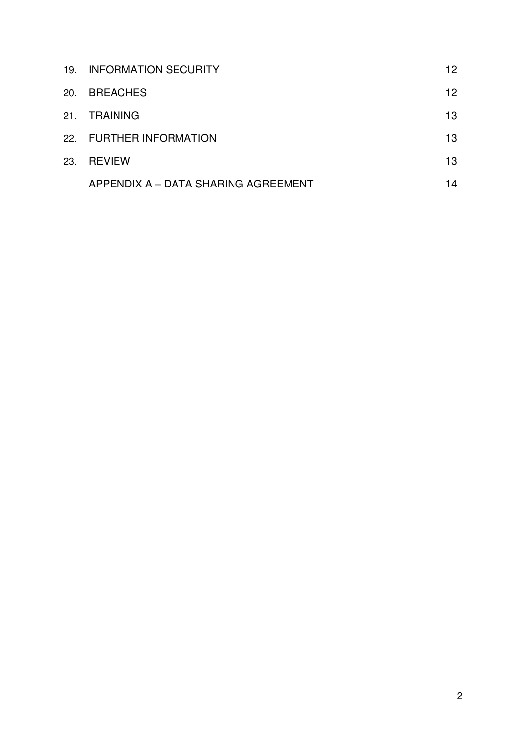| | | |
|---|---|---|
| 19. | INFORMATION SECURITY | 12 |
| 20. | BREACHES | 12 |
| 21. | TRAINING | 13 |
| 22. | FURTHER INFORMATION | 13 |
| 23. | REVIEW | 13 |
| | APPENDIX A – DATA SHARING AGREEMENT | 14 |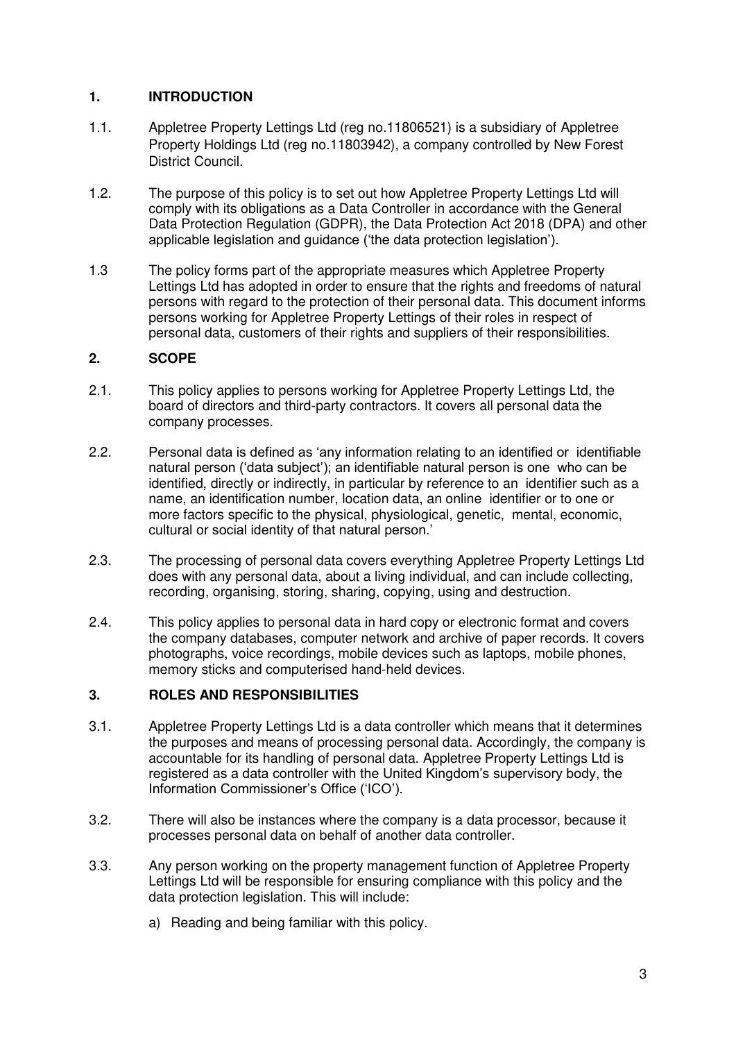## 1. INTRODUCTION

1.1. Appletree Property Lettings Ltd (reg no.11806521) is a subsidiary of Appletree Property Holdings Ltd (reg no.11803942), a company controlled by New Forest District Council.

1.2. The purpose of this policy is to set out how Appletree Property Lettings Ltd will comply with its obligations as a Data Controller in accordance with the General Data Protection Regulation (GDPR), the Data Protection Act 2018 (DPA) and other applicable legislation and guidance ('the data protection legislation').

1.3 The policy forms part of the appropriate measures which Appletree Property Lettings Ltd has adopted in order to ensure that the rights and freedoms of natural persons with regard to the protection of their personal data. This document informs persons working for Appletree Property Lettings of their roles in respect of personal data, customers of their rights and suppliers of their responsibilities.

## 2. SCOPE

2.1. This policy applies to persons working for Appletree Property Lettings Ltd, the board of directors and third-party contractors. It covers all personal data the company processes.

2.2. Personal data is defined as 'any information relating to an identified or identifiable natural person ('data subject'); an identifiable natural person is one who can be identified, directly or indirectly, in particular by reference to an identifier such as a name, an identification number, location data, an online identifier or to one or more factors specific to the physical, physiological, genetic, mental, economic, cultural or social identity of that natural person.'

2.3. The processing of personal data covers everything Appletree Property Lettings Ltd does with any personal data, about a living individual, and can include collecting, recording, organising, storing, sharing, copying, using and destruction.

2.4. This policy applies to personal data in hard copy or electronic format and covers the company databases, computer network and archive of paper records. It covers photographs, voice recordings, mobile devices such as laptops, mobile phones, memory sticks and computerised hand-held devices.

## 3. ROLES AND RESPONSIBILITIES

3.1. Appletree Property Lettings Ltd is a data controller which means that it determines the purposes and means of processing personal data. Accordingly, the company is accountable for its handling of personal data. Appletree Property Lettings Ltd is registered as a data controller with the United Kingdom's supervisory body, the Information Commissioner's Office ('ICO').

3.2. There will also be instances where the company is a data processor, because it processes personal data on behalf of another data controller.

3.3. Any person working on the property management function of Appletree Property Lettings Ltd will be responsible for ensuring compliance with this policy and the data protection legislation. This will include:

a) Reading and being familiar with this policy.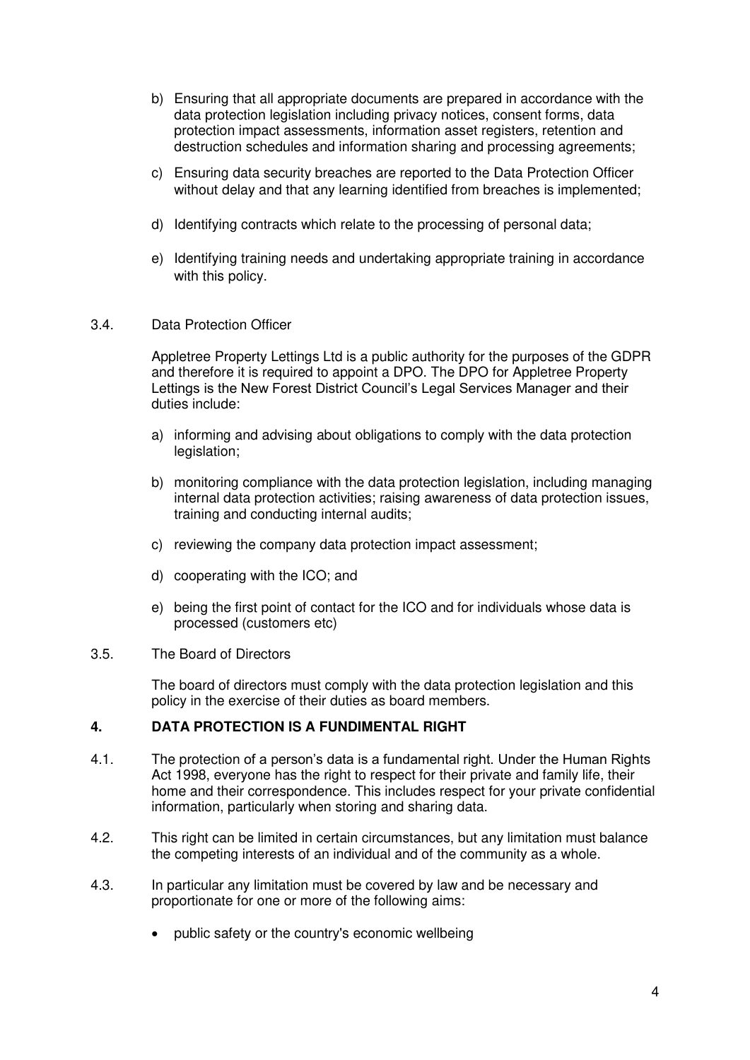b) Ensuring that all appropriate documents are prepared in accordance with the data protection legislation including privacy notices, consent forms, data protection impact assessments, information asset registers, retention and destruction schedules and information sharing and processing agreements;

c) Ensuring data security breaches are reported to the Data Protection Officer without delay and that any learning identified from breaches is implemented;

d) Identifying contracts which relate to the processing of personal data;

e) Identifying training needs and undertaking appropriate training in accordance with this policy.

3.4. Data Protection Officer

Appletree Property Lettings Ltd is a public authority for the purposes of the GDPR and therefore it is required to appoint a DPO. The DPO for Appletree Property Lettings is the New Forest District Council's Legal Services Manager and their duties include:

a) informing and advising about obligations to comply with the data protection legislation;

b) monitoring compliance with the data protection legislation, including managing internal data protection activities; raising awareness of data protection issues, training and conducting internal audits;

c) reviewing the company data protection impact assessment;

d) cooperating with the ICO; and

e) being the first point of contact for the ICO and for individuals whose data is processed (customers etc)

3.5. The Board of Directors

The board of directors must comply with the data protection legislation and this policy in the exercise of their duties as board members.

## 4. DATA PROTECTION IS A FUNDIMENTAL RIGHT

4.1. The protection of a person's data is a fundamental right. Under the Human Rights Act 1998, everyone has the right to respect for their private and family life, their home and their correspondence. This includes respect for your private confidential information, particularly when storing and sharing data.

4.2. This right can be limited in certain circumstances, but any limitation must balance the competing interests of an individual and of the community as a whole.

4.3. In particular any limitation must be covered by law and be necessary and proportionate for one or more of the following aims:

- public safety or the country's economic wellbeing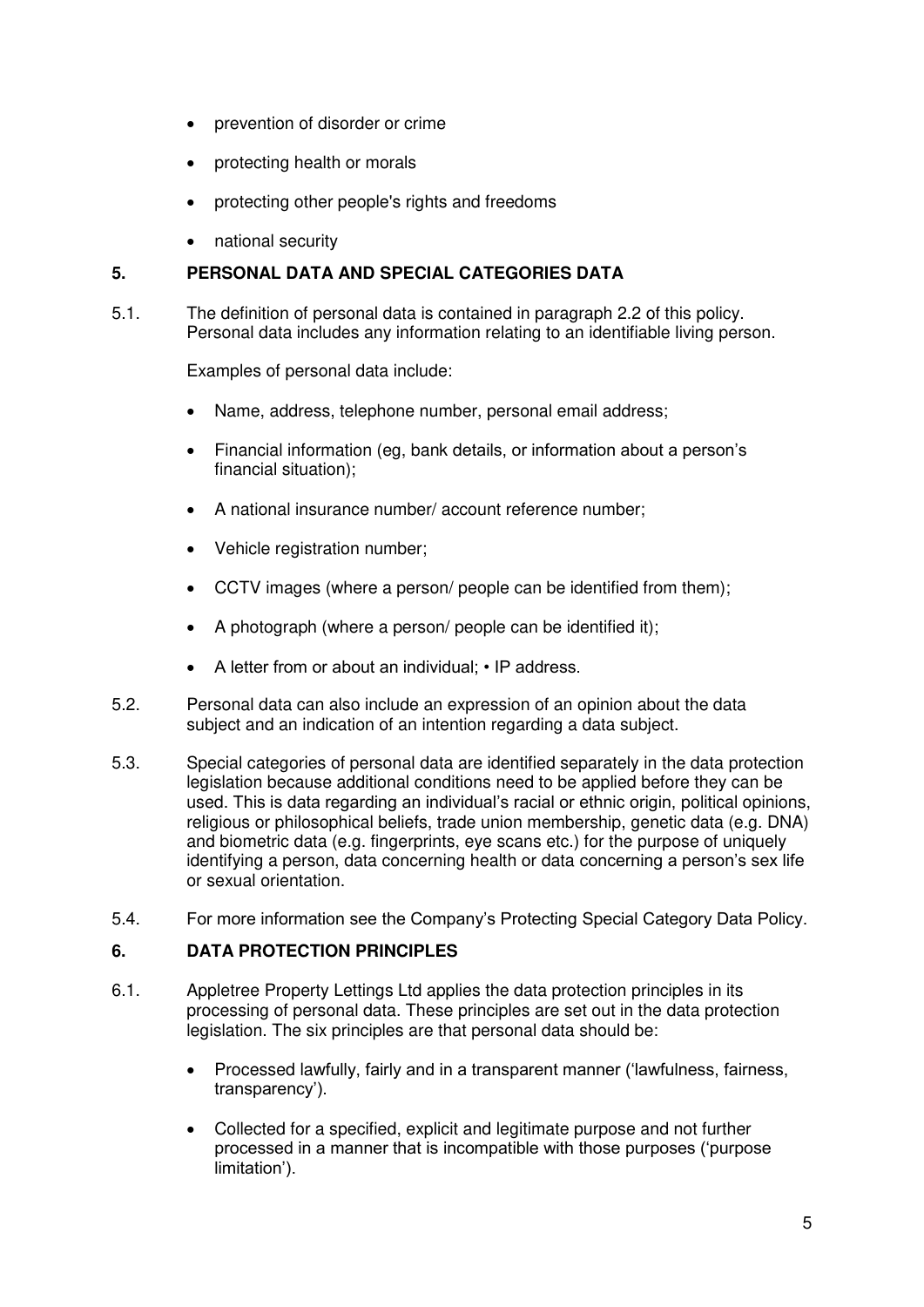- prevention of disorder or crime
- protecting health or morals
- protecting other people's rights and freedoms
- national security

## 5. PERSONAL DATA AND SPECIAL CATEGORIES DATA

5.1. The definition of personal data is contained in paragraph 2.2 of this policy. Personal data includes any information relating to an identifiable living person.

Examples of personal data include:

- Name, address, telephone number, personal email address;
- Financial information (eg, bank details, or information about a person's financial situation);
- A national insurance number/ account reference number;
- Vehicle registration number;
- CCTV images (where a person/ people can be identified from them);
- A photograph (where a person/ people can be identified it);
- A letter from or about an individual; • IP address.

5.2. Personal data can also include an expression of an opinion about the data subject and an indication of an intention regarding a data subject.

5.3. Special categories of personal data are identified separately in the data protection legislation because additional conditions need to be applied before they can be used. This is data regarding an individual's racial or ethnic origin, political opinions, religious or philosophical beliefs, trade union membership, genetic data (e.g. DNA) and biometric data (e.g. fingerprints, eye scans etc.) for the purpose of uniquely identifying a person, data concerning health or data concerning a person's sex life or sexual orientation.

5.4. For more information see the Company's Protecting Special Category Data Policy.

## 6. DATA PROTECTION PRINCIPLES

6.1. Appletree Property Lettings Ltd applies the data protection principles in its processing of personal data. These principles are set out in the data protection legislation. The six principles are that personal data should be:

- Processed lawfully, fairly and in a transparent manner ('lawfulness, fairness, transparency').
- Collected for a specified, explicit and legitimate purpose and not further processed in a manner that is incompatible with those purposes ('purpose limitation').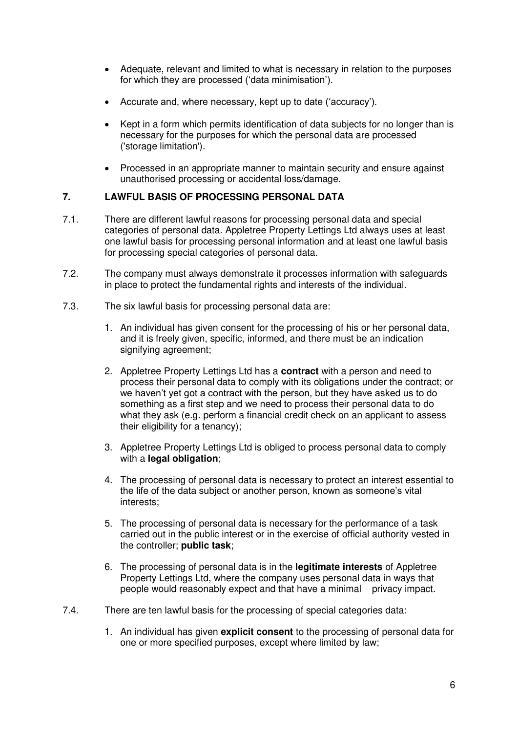- Adequate, relevant and limited to what is necessary in relation to the purposes for which they are processed ('data minimisation').

- Accurate and, where necessary, kept up to date ('accuracy').

- Kept in a form which permits identification of data subjects for no longer than is necessary for the purposes for which the personal data are processed ('storage limitation').

- Processed in an appropriate manner to maintain security and ensure against unauthorised processing or accidental loss/damage.

## 7. LAWFUL BASIS OF PROCESSING PERSONAL DATA

7.1. There are different lawful reasons for processing personal data and special categories of personal data. Appletree Property Lettings Ltd always uses at least one lawful basis for processing personal information and at least one lawful basis for processing special categories of personal data.

7.2. The company must always demonstrate it processes information with safeguards in place to protect the fundamental rights and interests of the individual.

7.3. The six lawful basis for processing personal data are:

1. An individual has given consent for the processing of his or her personal data, and it is freely given, specific, informed, and there must be an indication signifying agreement;

2. Appletree Property Lettings Ltd has a **contract** with a person and need to process their personal data to comply with its obligations under the contract; or we haven't yet got a contract with the person, but they have asked us to do something as a first step and we need to process their personal data to do what they ask (e.g. perform a financial credit check on an applicant to assess their eligibility for a tenancy);

3. Appletree Property Lettings Ltd is obliged to process personal data to comply with a **legal obligation**;

4. The processing of personal data is necessary to protect an interest essential to the life of the data subject or another person, known as someone's vital interests;

5. The processing of personal data is necessary for the performance of a task carried out in the public interest or in the exercise of official authority vested in the controller; **public task**;

6. The processing of personal data is in the **legitimate interests** of Appletree Property Lettings Ltd, where the company uses personal data in ways that people would reasonably expect and that have a minimal privacy impact.

7.4. There are ten lawful basis for the processing of special categories data:

1. An individual has given **explicit consent** to the processing of personal data for one or more specified purposes, except where limited by law;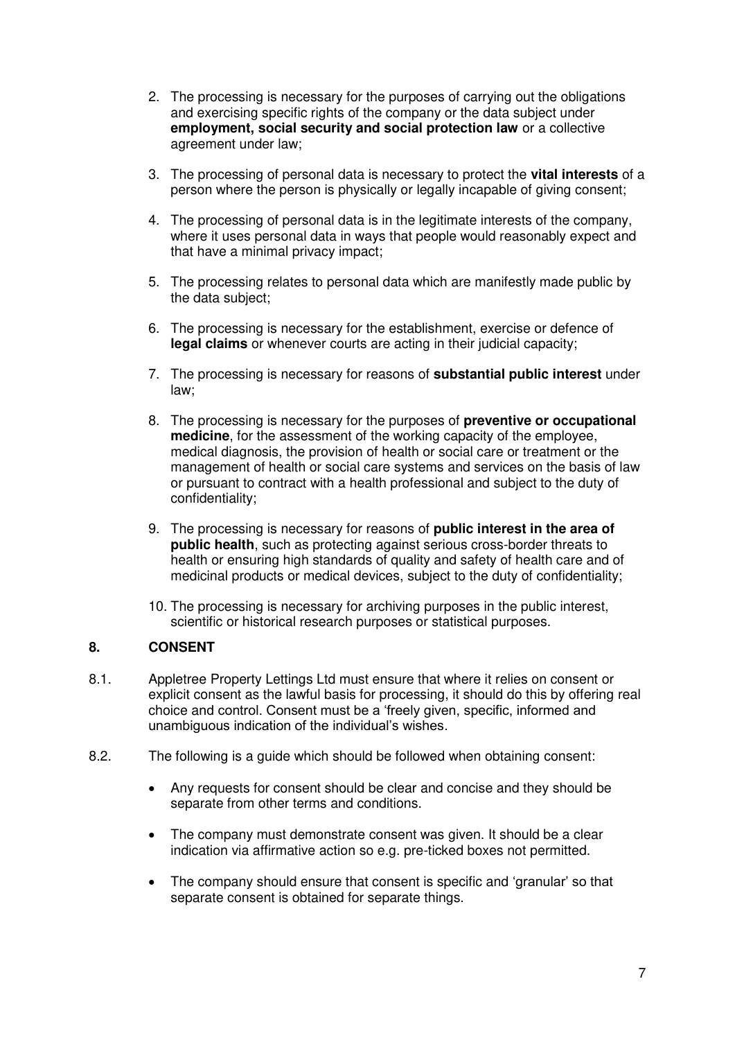2. The processing is necessary for the purposes of carrying out the obligations and exercising specific rights of the company or the data subject under **employment, social security and social protection law** or a collective agreement under law;
3. The processing of personal data is necessary to protect the **vital interests** of a person where the person is physically or legally incapable of giving consent;
4. The processing of personal data is in the legitimate interests of the company, where it uses personal data in ways that people would reasonably expect and that have a minimal privacy impact;
5. The processing relates to personal data which are manifestly made public by the data subject;
6. The processing is necessary for the establishment, exercise or defence of **legal claims** or whenever courts are acting in their judicial capacity;
7. The processing is necessary for reasons of **substantial public interest** under law;
8. The processing is necessary for the purposes of **preventive or occupational medicine**, for the assessment of the working capacity of the employee, medical diagnosis, the provision of health or social care or treatment or the management of health or social care systems and services on the basis of law or pursuant to contract with a health professional and subject to the duty of confidentiality;
9. The processing is necessary for reasons of **public interest in the area of public health**, such as protecting against serious cross-border threats to health or ensuring high standards of quality and safety of health care and of medicinal products or medical devices, subject to the duty of confidentiality;
10. The processing is necessary for archiving purposes in the public interest, scientific or historical research purposes or statistical purposes.

## 8. CONSENT

8.1. Appletree Property Lettings Ltd must ensure that where it relies on consent or explicit consent as the lawful basis for processing, it should do this by offering real choice and control. Consent must be a 'freely given, specific, informed and unambiguous indication of the individual's wishes.

8.2. The following is a guide which should be followed when obtaining consent:

- Any requests for consent should be clear and concise and they should be separate from other terms and conditions.
- The company must demonstrate consent was given. It should be a clear indication via affirmative action so e.g. pre-ticked boxes not permitted.
- The company should ensure that consent is specific and 'granular' so that separate consent is obtained for separate things.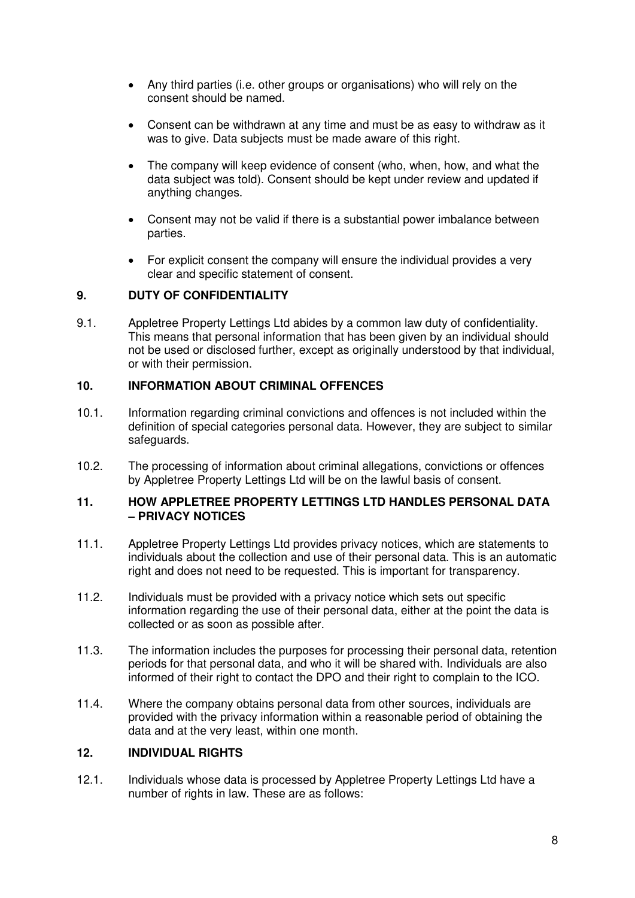- Any third parties (i.e. other groups or organisations) who will rely on the consent should be named.
- Consent can be withdrawn at any time and must be as easy to withdraw as it was to give. Data subjects must be made aware of this right.
- The company will keep evidence of consent (who, when, how, and what the data subject was told). Consent should be kept under review and updated if anything changes.
- Consent may not be valid if there is a substantial power imbalance between parties.
- For explicit consent the company will ensure the individual provides a very clear and specific statement of consent.

## 9. DUTY OF CONFIDENTIALITY

9.1. Appletree Property Lettings Ltd abides by a common law duty of confidentiality. This means that personal information that has been given by an individual should not be used or disclosed further, except as originally understood by that individual, or with their permission.

## 10. INFORMATION ABOUT CRIMINAL OFFENCES

10.1. Information regarding criminal convictions and offences is not included within the definition of special categories personal data. However, they are subject to similar safeguards.

10.2. The processing of information about criminal allegations, convictions or offences by Appletree Property Lettings Ltd will be on the lawful basis of consent.

## 11. HOW APPLETREE PROPERTY LETTINGS LTD HANDLES PERSONAL DATA – PRIVACY NOTICES

11.1. Appletree Property Lettings Ltd provides privacy notices, which are statements to individuals about the collection and use of their personal data. This is an automatic right and does not need to be requested. This is important for transparency.

11.2. Individuals must be provided with a privacy notice which sets out specific information regarding the use of their personal data, either at the point the data is collected or as soon as possible after.

11.3. The information includes the purposes for processing their personal data, retention periods for that personal data, and who it will be shared with. Individuals are also informed of their right to contact the DPO and their right to complain to the ICO.

11.4. Where the company obtains personal data from other sources, individuals are provided with the privacy information within a reasonable period of obtaining the data and at the very least, within one month.

## 12. INDIVIDUAL RIGHTS

12.1. Individuals whose data is processed by Appletree Property Lettings Ltd have a number of rights in law. These are as follows: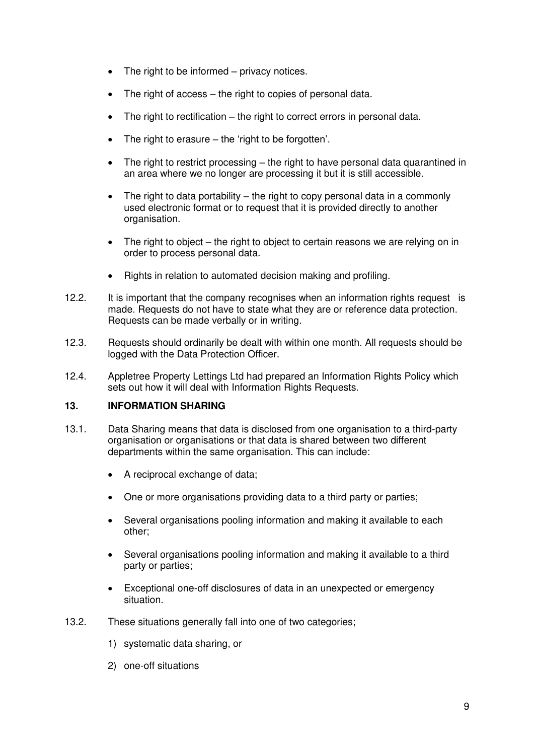- The right to be informed – privacy notices.
- The right of access – the right to copies of personal data.
- The right to rectification – the right to correct errors in personal data.
- The right to erasure – the 'right to be forgotten'.
- The right to restrict processing – the right to have personal data quarantined in an area where we no longer are processing it but it is still accessible.
- The right to data portability – the right to copy personal data in a commonly used electronic format or to request that it is provided directly to another organisation.
- The right to object – the right to object to certain reasons we are relying on in order to process personal data.
- Rights in relation to automated decision making and profiling.

12.2. It is important that the company recognises when an information rights request is made. Requests do not have to state what they are or reference data protection. Requests can be made verbally or in writing.

12.3. Requests should ordinarily be dealt with within one month. All requests should be logged with the Data Protection Officer.

12.4. Appletree Property Lettings Ltd had prepared an Information Rights Policy which sets out how it will deal with Information Rights Requests.

## 13. INFORMATION SHARING

13.1. Data Sharing means that data is disclosed from one organisation to a third-party organisation or organisations or that data is shared between two different departments within the same organisation. This can include:

- A reciprocal exchange of data;
- One or more organisations providing data to a third party or parties;
- Several organisations pooling information and making it available to each other;
- Several organisations pooling information and making it available to a third party or parties;
- Exceptional one-off disclosures of data in an unexpected or emergency situation.

13.2. These situations generally fall into one of two categories;

1) systematic data sharing, or
2) one-off situations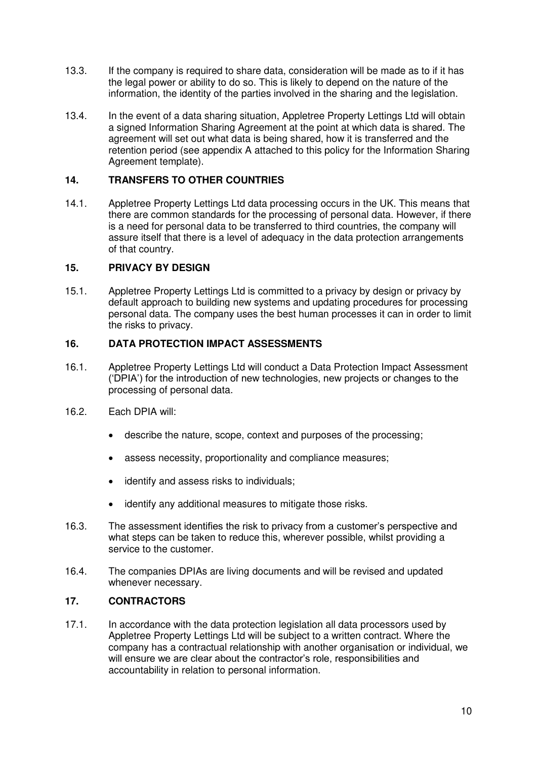13.3. If the company is required to share data, consideration will be made as to if it has the legal power or ability to do so. This is likely to depend on the nature of the information, the identity of the parties involved in the sharing and the legislation.

13.4. In the event of a data sharing situation, Appletree Property Lettings Ltd will obtain a signed Information Sharing Agreement at the point at which data is shared. The agreement will set out what data is being shared, how it is transferred and the retention period (see appendix A attached to this policy for the Information Sharing Agreement template).

## 14. TRANSFERS TO OTHER COUNTRIES

14.1. Appletree Property Lettings Ltd data processing occurs in the UK. This means that there are common standards for the processing of personal data. However, if there is a need for personal data to be transferred to third countries, the company will assure itself that there is a level of adequacy in the data protection arrangements of that country.

## 15. PRIVACY BY DESIGN

15.1. Appletree Property Lettings Ltd is committed to a privacy by design or privacy by default approach to building new systems and updating procedures for processing personal data. The company uses the best human processes it can in order to limit the risks to privacy.

## 16. DATA PROTECTION IMPACT ASSESSMENTS

16.1. Appletree Property Lettings Ltd will conduct a Data Protection Impact Assessment ('DPIA') for the introduction of new technologies, new projects or changes to the processing of personal data.

16.2. Each DPIA will:

- describe the nature, scope, context and purposes of the processing;
- assess necessity, proportionality and compliance measures;
- identify and assess risks to individuals;
- identify any additional measures to mitigate those risks.

16.3. The assessment identifies the risk to privacy from a customer's perspective and what steps can be taken to reduce this, wherever possible, whilst providing a service to the customer.

16.4. The companies DPIAs are living documents and will be revised and updated whenever necessary.

## 17. CONTRACTORS

17.1. In accordance with the data protection legislation all data processors used by Appletree Property Lettings Ltd will be subject to a written contract. Where the company has a contractual relationship with another organisation or individual, we will ensure we are clear about the contractor's role, responsibilities and accountability in relation to personal information.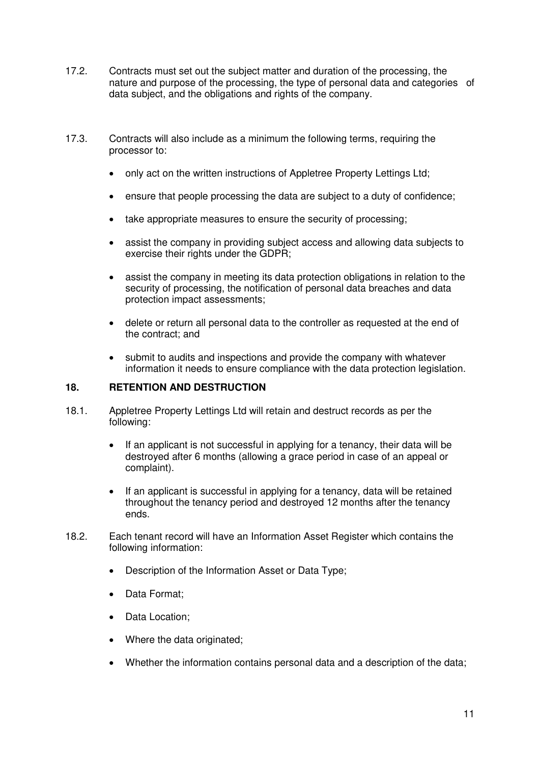17.2. Contracts must set out the subject matter and duration of the processing, the nature and purpose of the processing, the type of personal data and categories of data subject, and the obligations and rights of the company.

17.3. Contracts will also include as a minimum the following terms, requiring the processor to:

- only act on the written instructions of Appletree Property Lettings Ltd;
- ensure that people processing the data are subject to a duty of confidence;
- take appropriate measures to ensure the security of processing;
- assist the company in providing subject access and allowing data subjects to exercise their rights under the GDPR;
- assist the company in meeting its data protection obligations in relation to the security of processing, the notification of personal data breaches and data protection impact assessments;
- delete or return all personal data to the controller as requested at the end of the contract; and
- submit to audits and inspections and provide the company with whatever information it needs to ensure compliance with the data protection legislation.

## 18. RETENTION AND DESTRUCTION

18.1. Appletree Property Lettings Ltd will retain and destruct records as per the following:

- If an applicant is not successful in applying for a tenancy, their data will be destroyed after 6 months (allowing a grace period in case of an appeal or complaint).
- If an applicant is successful in applying for a tenancy, data will be retained throughout the tenancy period and destroyed 12 months after the tenancy ends.

18.2. Each tenant record will have an Information Asset Register which contains the following information:

- Description of the Information Asset or Data Type;
- Data Format;
- Data Location;
- Where the data originated;
- Whether the information contains personal data and a description of the data;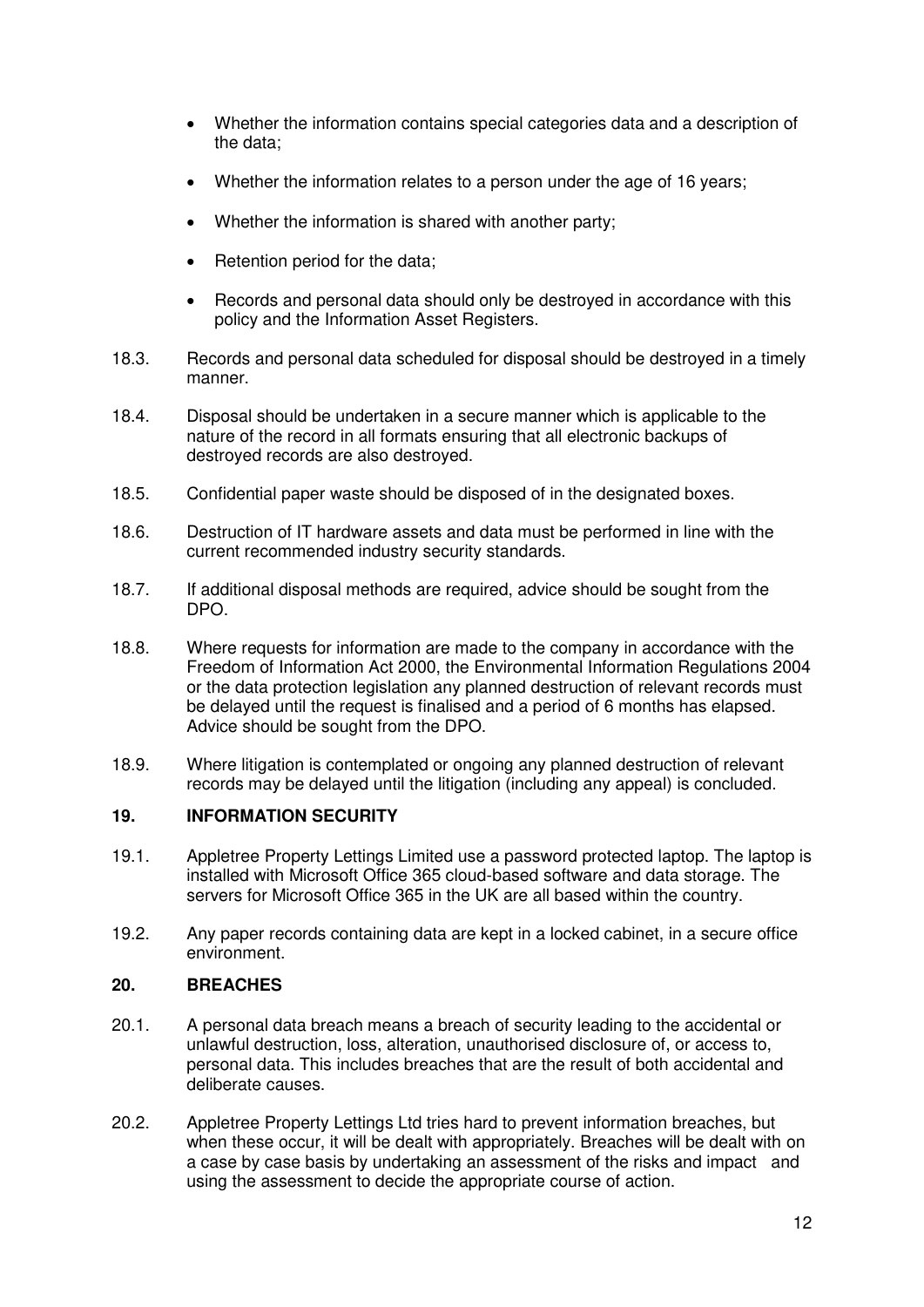- Whether the information contains special categories data and a description of the data;
- Whether the information relates to a person under the age of 16 years;
- Whether the information is shared with another party;
- Retention period for the data;
- Records and personal data should only be destroyed in accordance with this policy and the Information Asset Registers.

18.3. Records and personal data scheduled for disposal should be destroyed in a timely manner.

18.4. Disposal should be undertaken in a secure manner which is applicable to the nature of the record in all formats ensuring that all electronic backups of destroyed records are also destroyed.

18.5. Confidential paper waste should be disposed of in the designated boxes.

18.6. Destruction of IT hardware assets and data must be performed in line with the current recommended industry security standards.

18.7. If additional disposal methods are required, advice should be sought from the DPO.

18.8. Where requests for information are made to the company in accordance with the Freedom of Information Act 2000, the Environmental Information Regulations 2004 or the data protection legislation any planned destruction of relevant records must be delayed until the request is finalised and a period of 6 months has elapsed. Advice should be sought from the DPO.

18.9. Where litigation is contemplated or ongoing any planned destruction of relevant records may be delayed until the litigation (including any appeal) is concluded.

## 19. INFORMATION SECURITY

19.1. Appletree Property Lettings Limited use a password protected laptop. The laptop is installed with Microsoft Office 365 cloud-based software and data storage. The servers for Microsoft Office 365 in the UK are all based within the country.

19.2. Any paper records containing data are kept in a locked cabinet, in a secure office environment.

## 20. BREACHES

20.1. A personal data breach means a breach of security leading to the accidental or unlawful destruction, loss, alteration, unauthorised disclosure of, or access to, personal data. This includes breaches that are the result of both accidental and deliberate causes.

20.2. Appletree Property Lettings Ltd tries hard to prevent information breaches, but when these occur, it will be dealt with appropriately. Breaches will be dealt with on a case by case basis by undertaking an assessment of the risks and impact and using the assessment to decide the appropriate course of action.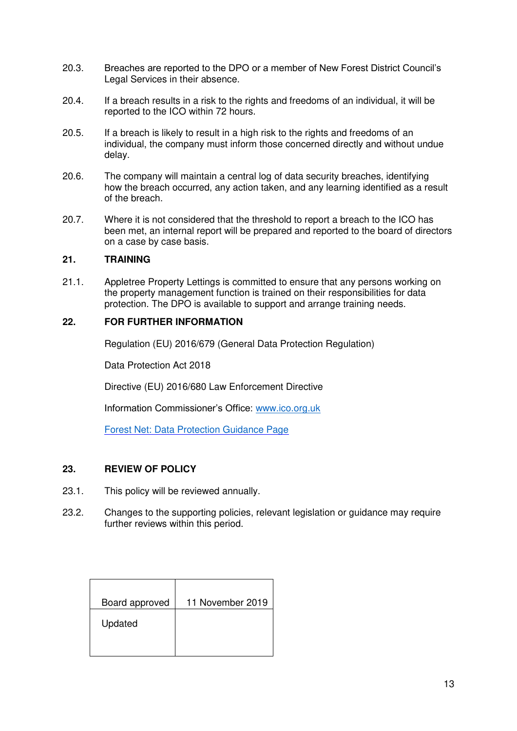20.3. Breaches are reported to the DPO or a member of New Forest District Council's Legal Services in their absence.

20.4. If a breach results in a risk to the rights and freedoms of an individual, it will be reported to the ICO within 72 hours.

20.5. If a breach is likely to result in a high risk to the rights and freedoms of an individual, the company must inform those concerned directly and without undue delay.

20.6. The company will maintain a central log of data security breaches, identifying how the breach occurred, any action taken, and any learning identified as a result of the breach.

20.7. Where it is not considered that the threshold to report a breach to the ICO has been met, an internal report will be prepared and reported to the board of directors on a case by case basis.

## 21. TRAINING

21.1. Appletree Property Lettings is committed to ensure that any persons working on the property management function is trained on their responsibilities for data protection. The DPO is available to support and arrange training needs.

## 22. FOR FURTHER INFORMATION

Regulation (EU) 2016/679 (General Data Protection Regulation)

Data Protection Act 2018

Directive (EU) 2016/680 Law Enforcement Directive

Information Commissioner's Office: [www.ico.org.uk](www.ico.org.uk)

[Forest Net: Data Protection Guidance Page]()

## 23. REVIEW OF POLICY

23.1. This policy will be reviewed annually.

23.2. Changes to the supporting policies, relevant legislation or guidance may require further reviews within this period.

| Board approved | 11 November 2019 |
|---|---|
| Updated | |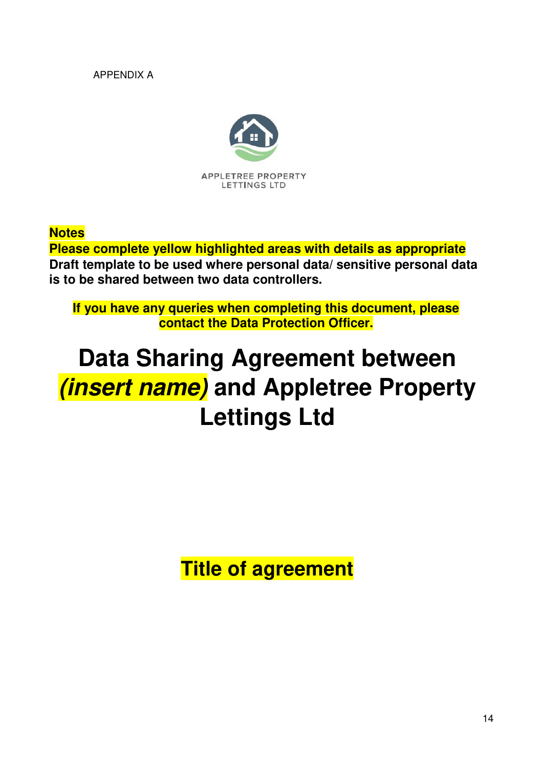APPENDIX A

APPLETREE PROPERTY LETTINGS LTD

**Notes**

**Please complete yellow highlighted areas with details as appropriate**

**Draft template to be used where personal data/ sensitive personal data is to be shared between two data controllers.**

**If you have any queries when completing this document, please contact the Data Protection Officer.**

# Data Sharing Agreement between ***(insert name)*** and Appletree Property Lettings Ltd

## Title of agreement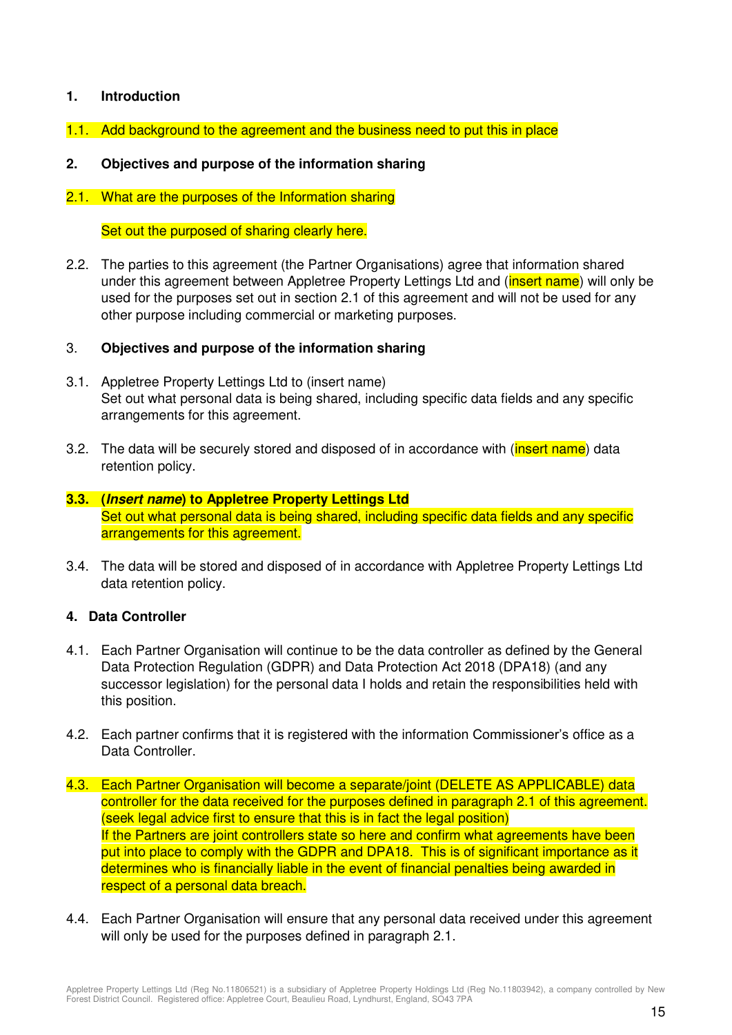## 1. Introduction

1.1. Add background to the agreement and the business need to put this in place

## 2. Objectives and purpose of the information sharing

2.1. What are the purposes of the Information sharing

Set out the purposed of sharing clearly here.

2.2. The parties to this agreement (the Partner Organisations) agree that information shared under this agreement between Appletree Property Lettings Ltd and (insert name) will only be used for the purposes set out in section 2.1 of this agreement and will not be used for any other purpose including commercial or marketing purposes.

## 3. Objectives and purpose of the information sharing

3.1. Appletree Property Lettings Ltd to (insert name)
Set out what personal data is being shared, including specific data fields and any specific arrangements for this agreement.

3.2. The data will be securely stored and disposed of in accordance with (insert name) data retention policy.

**3.3. (*Insert name*) to Appletree Property Lettings Ltd**
Set out what personal data is being shared, including specific data fields and any specific arrangements for this agreement.

3.4. The data will be stored and disposed of in accordance with Appletree Property Lettings Ltd data retention policy.

## 4. Data Controller

4.1. Each Partner Organisation will continue to be the data controller as defined by the General Data Protection Regulation (GDPR) and Data Protection Act 2018 (DPA18) (and any successor legislation) for the personal data I holds and retain the responsibilities held with this position.

4.2. Each partner confirms that it is registered with the information Commissioner's office as a Data Controller.

4.3. Each Partner Organisation will become a separate/joint (DELETE AS APPLICABLE) data controller for the data received for the purposes defined in paragraph 2.1 of this agreement. (seek legal advice first to ensure that this is in fact the legal position)
If the Partners are joint controllers state so here and confirm what agreements have been put into place to comply with the GDPR and DPA18. This is of significant importance as it determines who is financially liable in the event of financial penalties being awarded in respect of a personal data breach.

4.4. Each Partner Organisation will ensure that any personal data received under this agreement will only be used for the purposes defined in paragraph 2.1.

Appletree Property Lettings Ltd (Reg No.11806521) is a subsidiary of Appletree Property Holdings Ltd (Reg No.11803942), a company controlled by New Forest District Council. Registered office: Appletree Court, Beaulieu Road, Lyndhurst, England, SO43 7PA